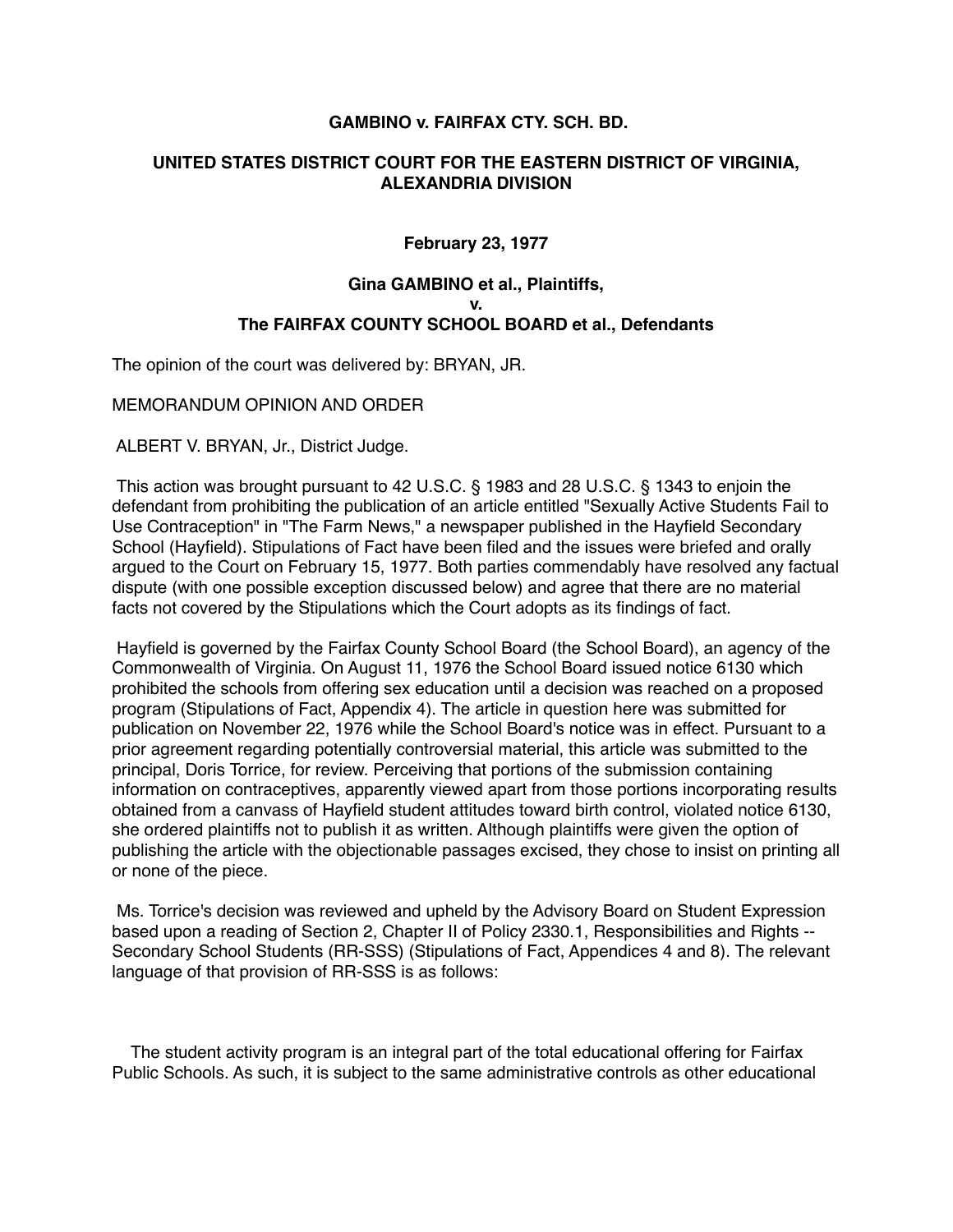**GAMBINO v. FAIRFAX CTY. SCH. BD.**

**UNITED STATES DISTRICT COURT FOR THE EASTERN DISTRICT OF VIRGINIA, ALEXANDRIA DIVISION**

**February 23, 1977**

**Gina GAMBINO et al., Plaintiffs,**
**v.**
**The FAIRFAX COUNTY SCHOOL BOARD et al., Defendants**

The opinion of the court was delivered by: BRYAN, JR.

MEMORANDUM OPINION AND ORDER

ALBERT V. BRYAN, Jr., District Judge.

This action was brought pursuant to 42 U.S.C. § 1983 and 28 U.S.C. § 1343 to enjoin the defendant from prohibiting the publication of an article entitled "Sexually Active Students Fail to Use Contraception" in "The Farm News," a newspaper published in the Hayfield Secondary School (Hayfield). Stipulations of Fact have been filed and the issues were briefed and orally argued to the Court on February 15, 1977. Both parties commendably have resolved any factual dispute (with one possible exception discussed below) and agree that there are no material facts not covered by the Stipulations which the Court adopts as its findings of fact.

Hayfield is governed by the Fairfax County School Board (the School Board), an agency of the Commonwealth of Virginia. On August 11, 1976 the School Board issued notice 6130 which prohibited the schools from offering sex education until a decision was reached on a proposed program (Stipulations of Fact, Appendix 4). The article in question here was submitted for publication on November 22, 1976 while the School Board's notice was in effect. Pursuant to a prior agreement regarding potentially controversial material, this article was submitted to the principal, Doris Torrice, for review. Perceiving that portions of the submission containing information on contraceptives, apparently viewed apart from those portions incorporating results obtained from a canvass of Hayfield student attitudes toward birth control, violated notice 6130, she ordered plaintiffs not to publish it as written. Although plaintiffs were given the option of publishing the article with the objectionable passages excised, they chose to insist on printing all or none of the piece.

Ms. Torrice's decision was reviewed and upheld by the Advisory Board on Student Expression based upon a reading of Section 2, Chapter II of Policy 2330.1, Responsibilities and Rights -- Secondary School Students (RR-SSS) (Stipulations of Fact, Appendices 4 and 8). The relevant language of that provision of RR-SSS is as follows:

> The student activity program is an integral part of the total educational offering for Fairfax Public Schools. As such, it is subject to the same administrative controls as other educational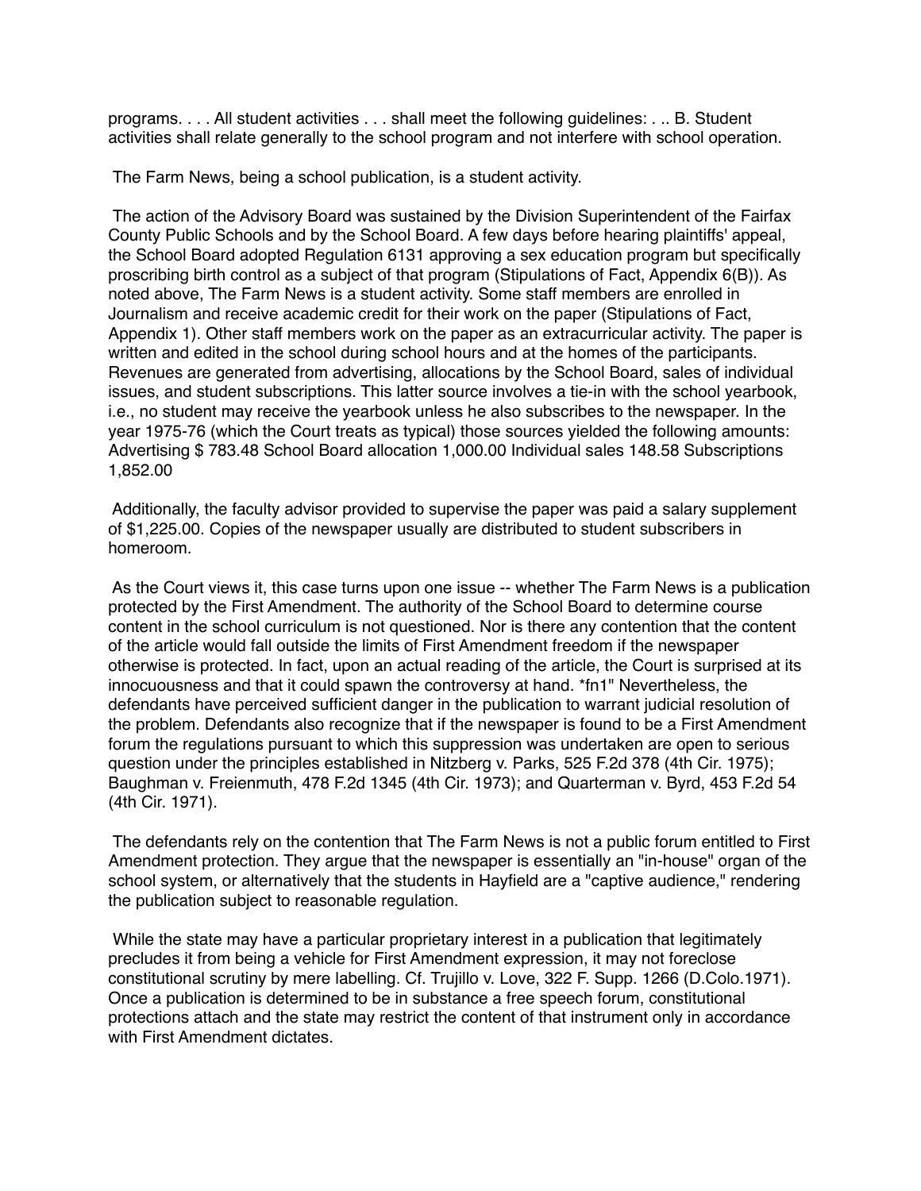programs. . . . All student activities . . . shall meet the following guidelines: . .. B. Student activities shall relate generally to the school program and not interfere with school operation.

The Farm News, being a school publication, is a student activity.

The action of the Advisory Board was sustained by the Division Superintendent of the Fairfax County Public Schools and by the School Board. A few days before hearing plaintiffs' appeal, the School Board adopted Regulation 6131 approving a sex education program but specifically proscribing birth control as a subject of that program (Stipulations of Fact, Appendix 6(B)). As noted above, The Farm News is a student activity. Some staff members are enrolled in Journalism and receive academic credit for their work on the paper (Stipulations of Fact, Appendix 1). Other staff members work on the paper as an extracurricular activity. The paper is written and edited in the school during school hours and at the homes of the participants. Revenues are generated from advertising, allocations by the School Board, sales of individual issues, and student subscriptions. This latter source involves a tie-in with the school yearbook, i.e., no student may receive the yearbook unless he also subscribes to the newspaper. In the year 1975-76 (which the Court treats as typical) those sources yielded the following amounts: Advertising $ 783.48 School Board allocation 1,000.00 Individual sales 148.58 Subscriptions 1,852.00

Additionally, the faculty advisor provided to supervise the paper was paid a salary supplement of $1,225.00. Copies of the newspaper usually are distributed to student subscribers in homeroom.

As the Court views it, this case turns upon one issue -- whether The Farm News is a publication protected by the First Amendment. The authority of the School Board to determine course content in the school curriculum is not questioned. Nor is there any contention that the content of the article would fall outside the limits of First Amendment freedom if the newspaper otherwise is protected. In fact, upon an actual reading of the article, the Court is surprised at its innocuousness and that it could spawn the controversy at hand. *fn1" Nevertheless, the defendants have perceived sufficient danger in the publication to warrant judicial resolution of the problem. Defendants also recognize that if the newspaper is found to be a First Amendment forum the regulations pursuant to which this suppression was undertaken are open to serious question under the principles established in Nitzberg v. Parks, 525 F.2d 378 (4th Cir. 1975); Baughman v. Freienmuth, 478 F.2d 1345 (4th Cir. 1973); and Quarterman v. Byrd, 453 F.2d 54 (4th Cir. 1971).

The defendants rely on the contention that The Farm News is not a public forum entitled to First Amendment protection. They argue that the newspaper is essentially an "in-house" organ of the school system, or alternatively that the students in Hayfield are a "captive audience," rendering the publication subject to reasonable regulation.

While the state may have a particular proprietary interest in a publication that legitimately precludes it from being a vehicle for First Amendment expression, it may not foreclose constitutional scrutiny by mere labelling. Cf. Trujillo v. Love, 322 F. Supp. 1266 (D.Colo.1971). Once a publication is determined to be in substance a free speech forum, constitutional protections attach and the state may restrict the content of that instrument only in accordance with First Amendment dictates.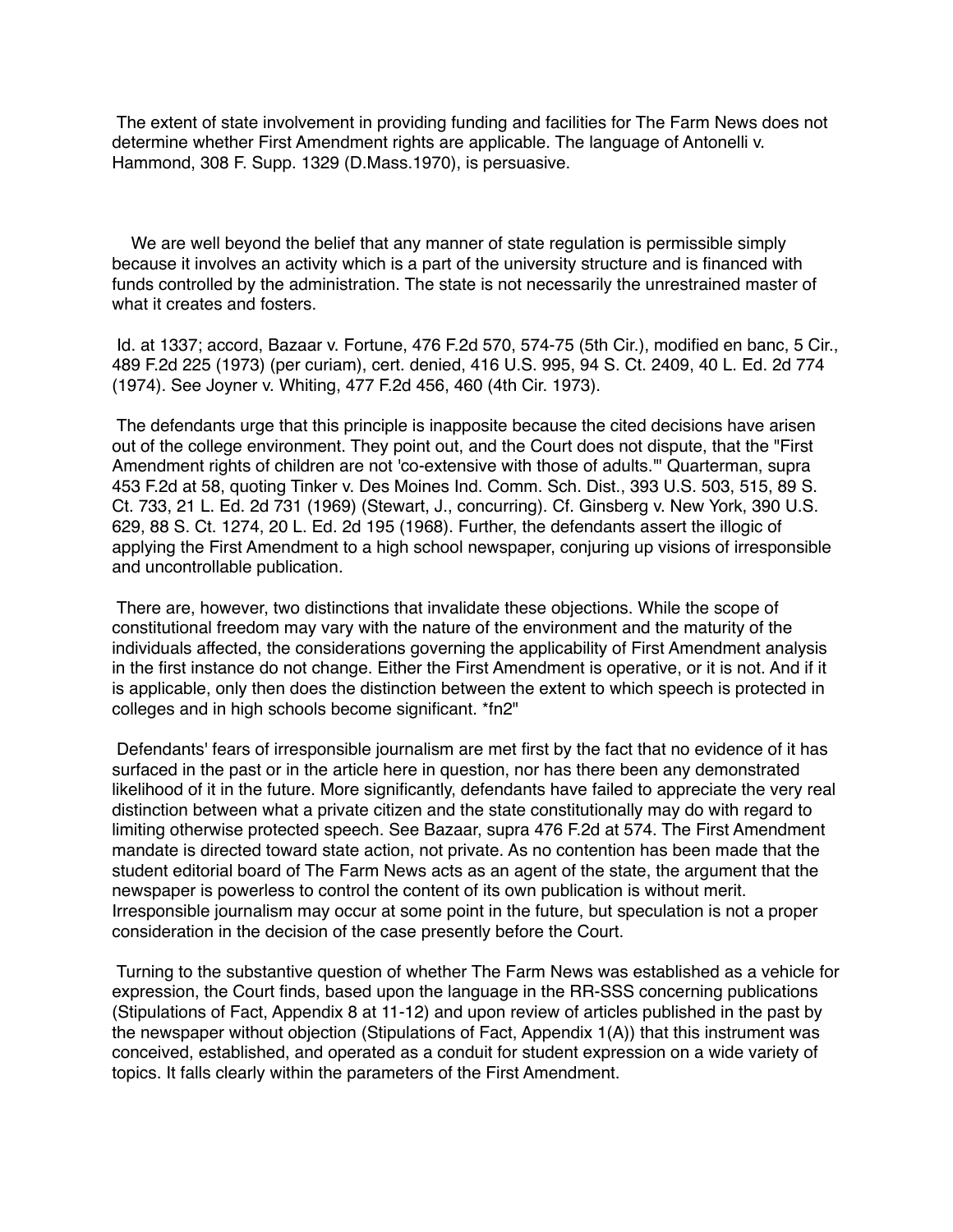The extent of state involvement in providing funding and facilities for The Farm News does not determine whether First Amendment rights are applicable. The language of Antonelli v. Hammond, 308 F. Supp. 1329 (D.Mass.1970), is persuasive.

> We are well beyond the belief that any manner of state regulation is permissible simply because it involves an activity which is a part of the university structure and is financed with funds controlled by the administration. The state is not necessarily the unrestrained master of what it creates and fosters.

Id. at 1337; accord, Bazaar v. Fortune, 476 F.2d 570, 574-75 (5th Cir.), modified en banc, 5 Cir., 489 F.2d 225 (1973) (per curiam), cert. denied, 416 U.S. 995, 94 S. Ct. 2409, 40 L. Ed. 2d 774 (1974). See Joyner v. Whiting, 477 F.2d 456, 460 (4th Cir. 1973).

The defendants urge that this principle is inapposite because the cited decisions have arisen out of the college environment. They point out, and the Court does not dispute, that the "First Amendment rights of children are not 'co-extensive with those of adults.'" Quarterman, supra 453 F.2d at 58, quoting Tinker v. Des Moines Ind. Comm. Sch. Dist., 393 U.S. 503, 515, 89 S. Ct. 733, 21 L. Ed. 2d 731 (1969) (Stewart, J., concurring). Cf. Ginsberg v. New York, 390 U.S. 629, 88 S. Ct. 1274, 20 L. Ed. 2d 195 (1968). Further, the defendants assert the illogic of applying the First Amendment to a high school newspaper, conjuring up visions of irresponsible and uncontrollable publication.

There are, however, two distinctions that invalidate these objections. While the scope of constitutional freedom may vary with the nature of the environment and the maturity of the individuals affected, the considerations governing the applicability of First Amendment analysis in the first instance do not change. Either the First Amendment is operative, or it is not. And if it is applicable, only then does the distinction between the extent to which speech is protected in colleges and in high schools become significant. *fn2"

Defendants' fears of irresponsible journalism are met first by the fact that no evidence of it has surfaced in the past or in the article here in question, nor has there been any demonstrated likelihood of it in the future. More significantly, defendants have failed to appreciate the very real distinction between what a private citizen and the state constitutionally may do with regard to limiting otherwise protected speech. See Bazaar, supra 476 F.2d at 574. The First Amendment mandate is directed toward state action, not private. As no contention has been made that the student editorial board of The Farm News acts as an agent of the state, the argument that the newspaper is powerless to control the content of its own publication is without merit. Irresponsible journalism may occur at some point in the future, but speculation is not a proper consideration in the decision of the case presently before the Court.

Turning to the substantive question of whether The Farm News was established as a vehicle for expression, the Court finds, based upon the language in the RR-SSS concerning publications (Stipulations of Fact, Appendix 8 at 11-12) and upon review of articles published in the past by the newspaper without objection (Stipulations of Fact, Appendix 1(A)) that this instrument was conceived, established, and operated as a conduit for student expression on a wide variety of topics. It falls clearly within the parameters of the First Amendment.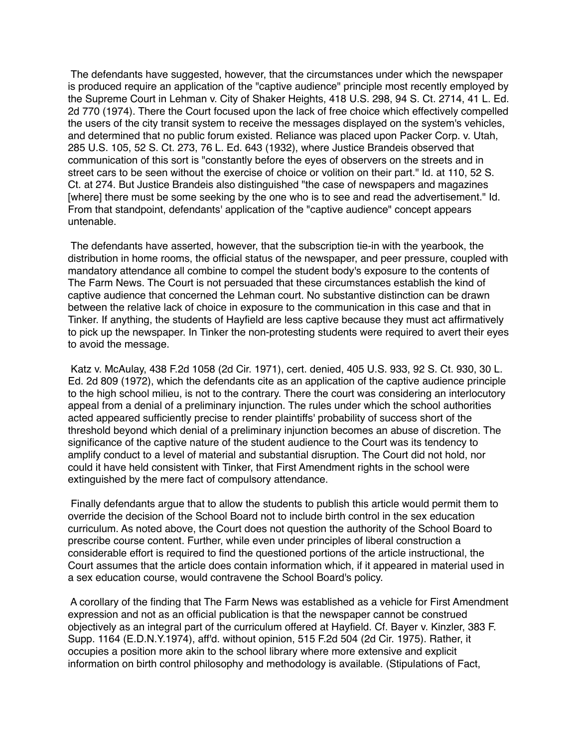The defendants have suggested, however, that the circumstances under which the newspaper is produced require an application of the "captive audience" principle most recently employed by the Supreme Court in Lehman v. City of Shaker Heights, 418 U.S. 298, 94 S. Ct. 2714, 41 L. Ed. 2d 770 (1974). There the Court focused upon the lack of free choice which effectively compelled the users of the city transit system to receive the messages displayed on the system's vehicles, and determined that no public forum existed. Reliance was placed upon Packer Corp. v. Utah, 285 U.S. 105, 52 S. Ct. 273, 76 L. Ed. 643 (1932), where Justice Brandeis observed that communication of this sort is "constantly before the eyes of observers on the streets and in street cars to be seen without the exercise of choice or volition on their part." Id. at 110, 52 S. Ct. at 274. But Justice Brandeis also distinguished "the case of newspapers and magazines [where] there must be some seeking by the one who is to see and read the advertisement." Id. From that standpoint, defendants' application of the "captive audience" concept appears untenable.

The defendants have asserted, however, that the subscription tie-in with the yearbook, the distribution in home rooms, the official status of the newspaper, and peer pressure, coupled with mandatory attendance all combine to compel the student body's exposure to the contents of The Farm News. The Court is not persuaded that these circumstances establish the kind of captive audience that concerned the Lehman court. No substantive distinction can be drawn between the relative lack of choice in exposure to the communication in this case and that in Tinker. If anything, the students of Hayfield are less captive because they must act affirmatively to pick up the newspaper. In Tinker the non-protesting students were required to avert their eyes to avoid the message.

Katz v. McAulay, 438 F.2d 1058 (2d Cir. 1971), cert. denied, 405 U.S. 933, 92 S. Ct. 930, 30 L. Ed. 2d 809 (1972), which the defendants cite as an application of the captive audience principle to the high school milieu, is not to the contrary. There the court was considering an interlocutory appeal from a denial of a preliminary injunction. The rules under which the school authorities acted appeared sufficiently precise to render plaintiffs' probability of success short of the threshold beyond which denial of a preliminary injunction becomes an abuse of discretion. The significance of the captive nature of the student audience to the Court was its tendency to amplify conduct to a level of material and substantial disruption. The Court did not hold, nor could it have held consistent with Tinker, that First Amendment rights in the school were extinguished by the mere fact of compulsory attendance.

Finally defendants argue that to allow the students to publish this article would permit them to override the decision of the School Board not to include birth control in the sex education curriculum. As noted above, the Court does not question the authority of the School Board to prescribe course content. Further, while even under principles of liberal construction a considerable effort is required to find the questioned portions of the article instructional, the Court assumes that the article does contain information which, if it appeared in material used in a sex education course, would contravene the School Board's policy.

A corollary of the finding that The Farm News was established as a vehicle for First Amendment expression and not as an official publication is that the newspaper cannot be construed objectively as an integral part of the curriculum offered at Hayfield. Cf. Bayer v. Kinzler, 383 F. Supp. 1164 (E.D.N.Y.1974), aff'd. without opinion, 515 F.2d 504 (2d Cir. 1975). Rather, it occupies a position more akin to the school library where more extensive and explicit information on birth control philosophy and methodology is available. (Stipulations of Fact,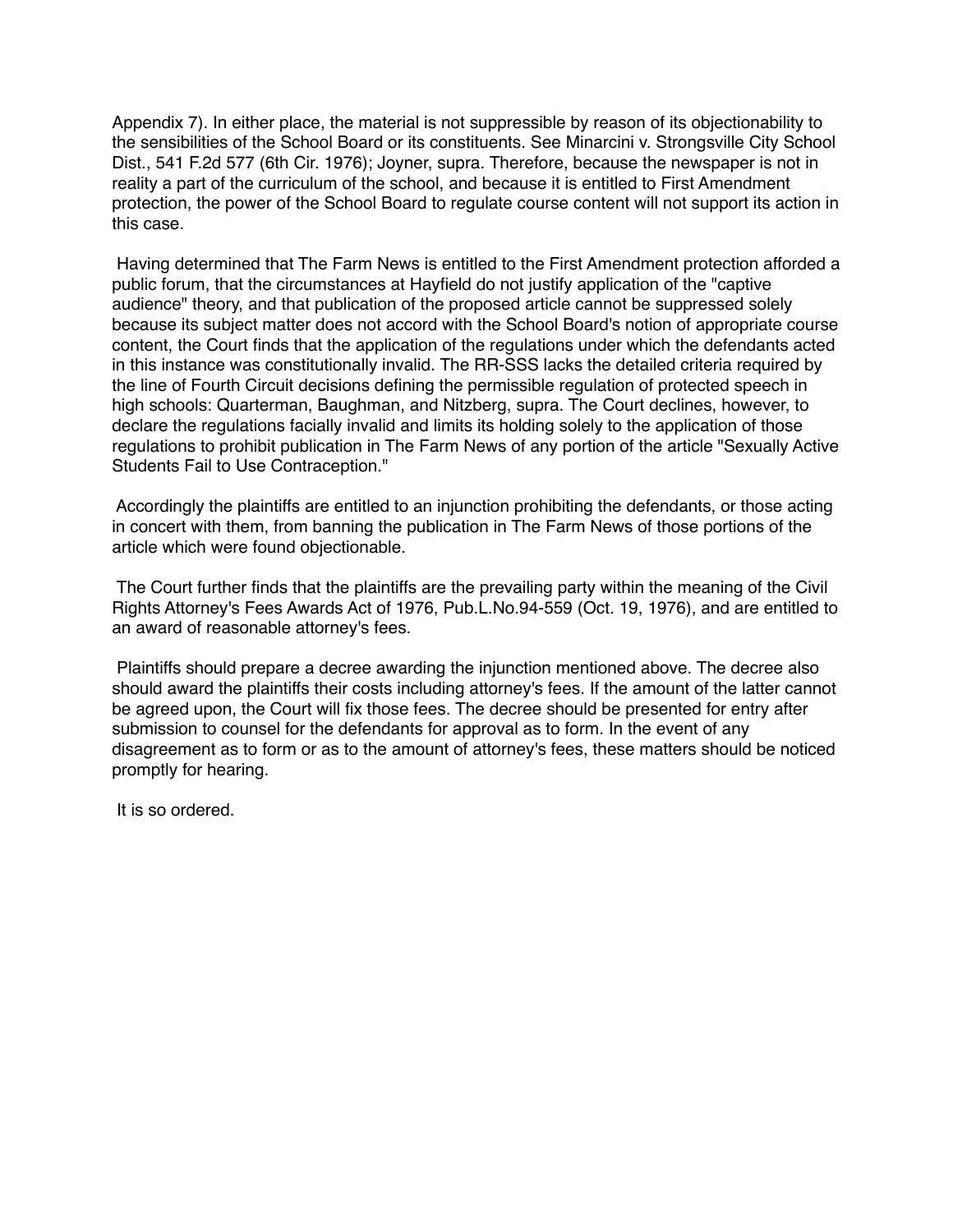Appendix 7). In either place, the material is not suppressible by reason of its objectionability to the sensibilities of the School Board or its constituents. See Minarcini v. Strongsville City School Dist., 541 F.2d 577 (6th Cir. 1976); Joyner, supra. Therefore, because the newspaper is not in reality a part of the curriculum of the school, and because it is entitled to First Amendment protection, the power of the School Board to regulate course content will not support its action in this case.

Having determined that The Farm News is entitled to the First Amendment protection afforded a public forum, that the circumstances at Hayfield do not justify application of the "captive audience" theory, and that publication of the proposed article cannot be suppressed solely because its subject matter does not accord with the School Board's notion of appropriate course content, the Court finds that the application of the regulations under which the defendants acted in this instance was constitutionally invalid. The RR-SSS lacks the detailed criteria required by the line of Fourth Circuit decisions defining the permissible regulation of protected speech in high schools: Quarterman, Baughman, and Nitzberg, supra. The Court declines, however, to declare the regulations facially invalid and limits its holding solely to the application of those regulations to prohibit publication in The Farm News of any portion of the article "Sexually Active Students Fail to Use Contraception."

Accordingly the plaintiffs are entitled to an injunction prohibiting the defendants, or those acting in concert with them, from banning the publication in The Farm News of those portions of the article which were found objectionable.

The Court further finds that the plaintiffs are the prevailing party within the meaning of the Civil Rights Attorney's Fees Awards Act of 1976, Pub.L.No.94-559 (Oct. 19, 1976), and are entitled to an award of reasonable attorney's fees.

Plaintiffs should prepare a decree awarding the injunction mentioned above. The decree also should award the plaintiffs their costs including attorney's fees. If the amount of the latter cannot be agreed upon, the Court will fix those fees. The decree should be presented for entry after submission to counsel for the defendants for approval as to form. In the event of any disagreement as to form or as to the amount of attorney's fees, these matters should be noticed promptly for hearing.

It is so ordered.